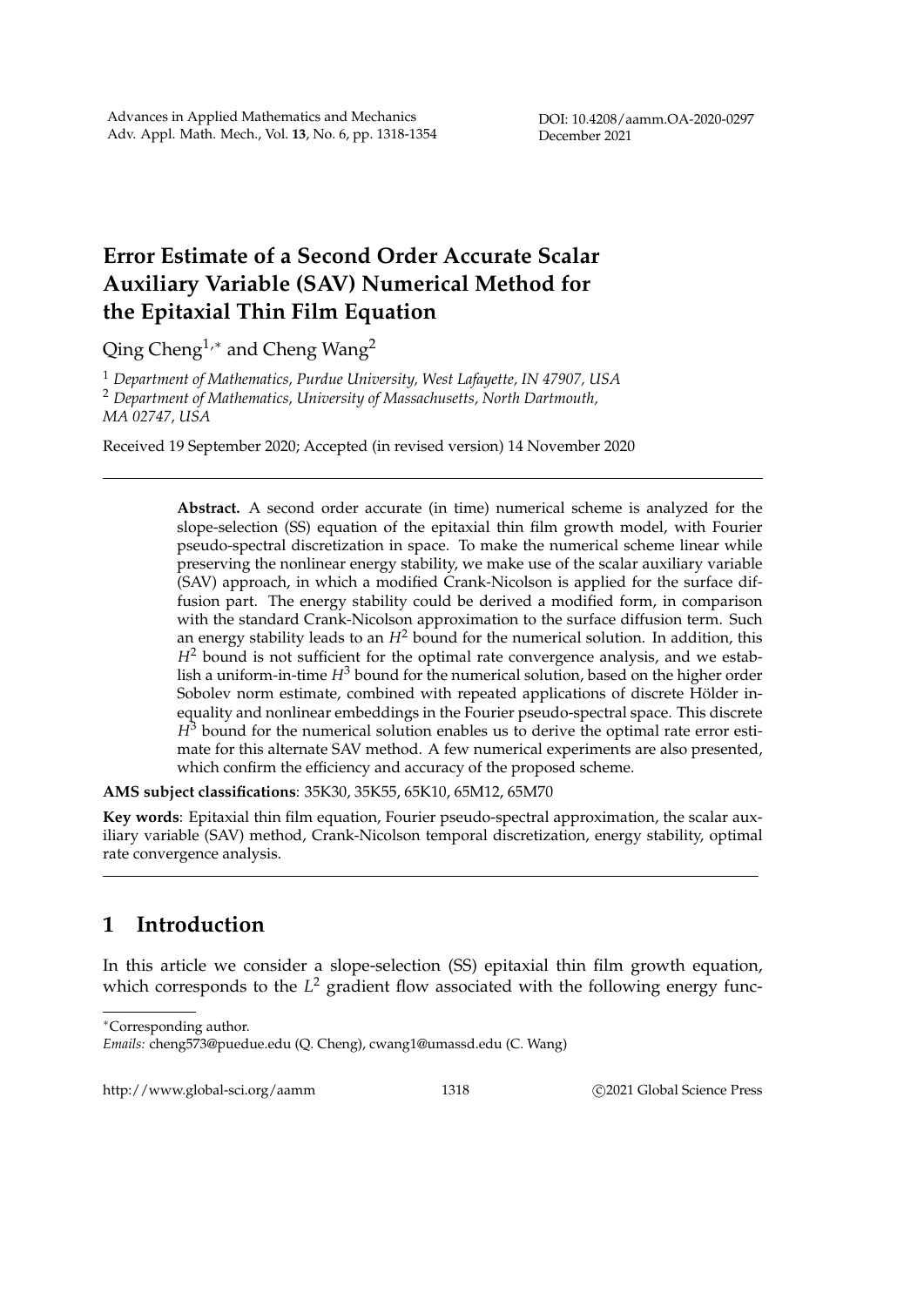# Error Estimate of a Second Order Accurate Scalar Auxiliary Variable (SAV) Numerical Method for the Epitaxial Thin Film Equation

Qing Cheng[1,*] and Cheng Wang[2]

[1] *Department of Mathematics, Purdue University, West Lafayette, IN 47907, USA*
[2] *Department of Mathematics, University of Massachusetts, North Dartmouth, MA 02747, USA*

Received 19 September 2020; Accepted (in revised version) 14 November 2020

---

**Abstract.** A second order accurate (in time) numerical scheme is analyzed for the slope-selection (SS) equation of the epitaxial thin film growth model, with Fourier pseudo-spectral discretization in space. To make the numerical scheme linear while preserving the nonlinear energy stability, we make use of the scalar auxiliary variable (SAV) approach, in which a modified Crank-Nicolson is applied for the surface diffusion part. The energy stability could be derived a modified form, in comparison with the standard Crank-Nicolson approximation to the surface diffusion term. Such an energy stability leads to an $H^2$ bound for the numerical solution. In addition, this $H^2$ bound is not sufficient for the optimal rate convergence analysis, and we establish a uniform-in-time $H^3$ bound for the numerical solution, based on the higher order Sobolev norm estimate, combined with repeated applications of discrete Hölder inequality and nonlinear embeddings in the Fourier pseudo-spectral space. This discrete $H^3$ bound for the numerical solution enables us to derive the optimal rate error estimate for this alternate SAV method. A few numerical experiments are also presented, which confirm the efficiency and accuracy of the proposed scheme.

**AMS subject classifications**: 35K30, 35K55, 65K10, 65M12, 65M70

**Key words**: Epitaxial thin film equation, Fourier pseudo-spectral approximation, the scalar auxiliary variable (SAV) method, Crank-Nicolson temporal discretization, energy stability, optimal rate convergence analysis.

---

## 1 Introduction

In this article we consider a slope-selection (SS) epitaxial thin film growth equation, which corresponds to the $L^2$ gradient flow associated with the following energy func-

---

*Corresponding author.
*Emails:* cheng573@puedue.edu (Q. Cheng), cwang1@umassd.edu (C. Wang)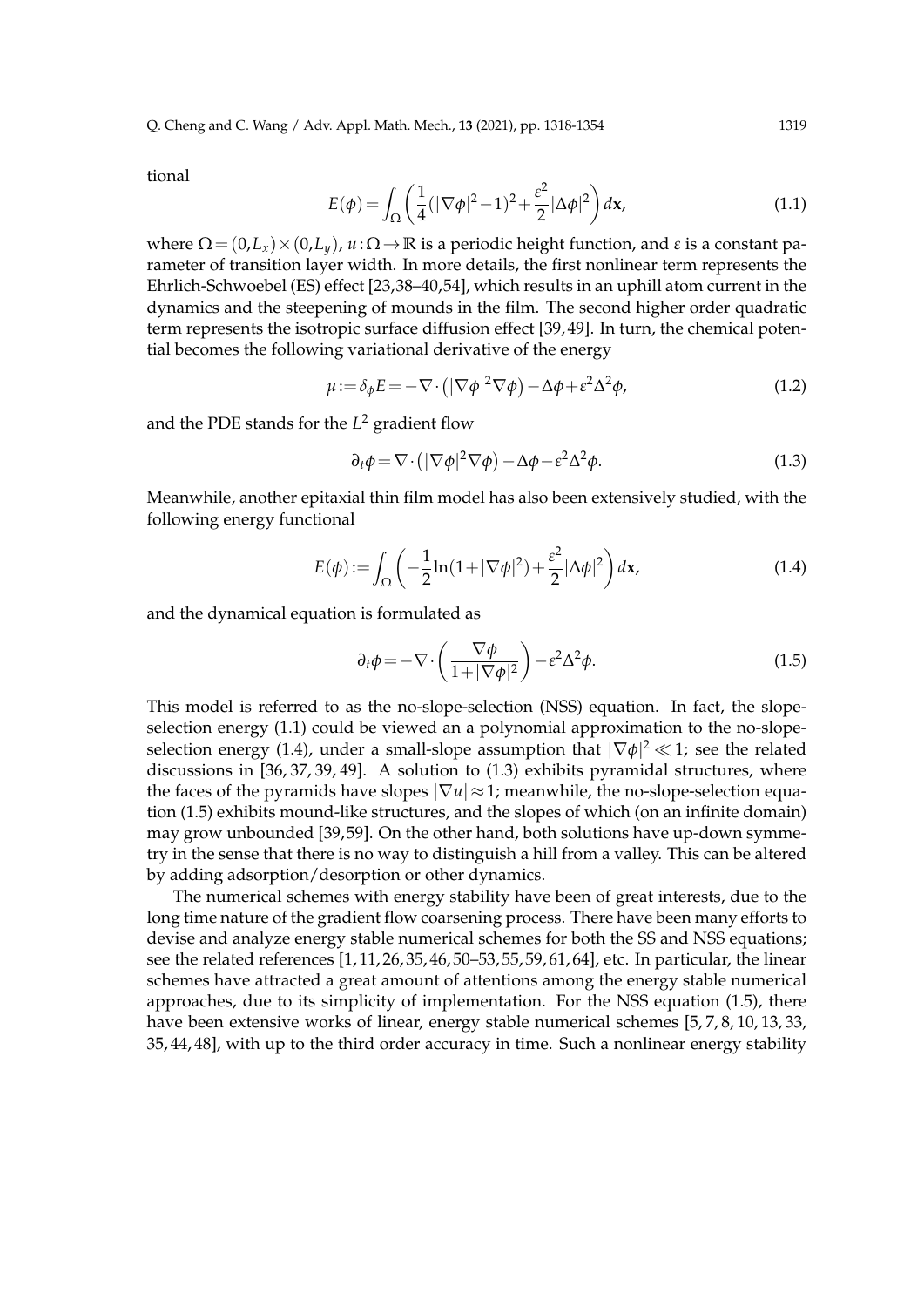tional

$$E(\phi) = \int_\Omega \left( \frac{1}{4}(|\nabla \phi|^2 - 1)^2 + \frac{\varepsilon^2}{2}|\Delta \phi|^2 \right) d\mathbf{x}, \tag{1.1}$$

where $\Omega = (0, L_x) \times (0, L_y)$, $u : \Omega \to \mathbb{R}$ is a periodic height function, and $\varepsilon$ is a constant parameter of transition layer width. In more details, the first nonlinear term represents the Ehrlich-Schwoebel (ES) effect [23,38–40,54], which results in an uphill atom current in the dynamics and the steepening of mounds in the film. The second higher order quadratic term represents the isotropic surface diffusion effect [39,49]. In turn, the chemical potential becomes the following variational derivative of the energy

$$\mu := \delta_\phi E = -\nabla \cdot \left( |\nabla \phi|^2 \nabla \phi \right) - \Delta \phi + \varepsilon^2 \Delta^2 \phi, \tag{1.2}$$

and the PDE stands for the $L^2$ gradient flow

$$\partial_t \phi = \nabla \cdot \left( |\nabla \phi|^2 \nabla \phi \right) - \Delta \phi - \varepsilon^2 \Delta^2 \phi. \tag{1.3}$$

Meanwhile, another epitaxial thin film model has also been extensively studied, with the following energy functional

$$E(\phi) := \int_\Omega \left( -\frac{1}{2} \ln(1 + |\nabla \phi|^2) + \frac{\varepsilon^2}{2}|\Delta \phi|^2 \right) d\mathbf{x}, \tag{1.4}$$

and the dynamical equation is formulated as

$$\partial_t \phi = -\nabla \cdot \left( \frac{\nabla \phi}{1 + |\nabla \phi|^2} \right) - \varepsilon^2 \Delta^2 \phi. \tag{1.5}$$

This model is referred to as the no-slope-selection (NSS) equation. In fact, the slope-selection energy (1.1) could be viewed an a polynomial approximation to the no-slope-selection energy (1.4), under a small-slope assumption that $|\nabla \phi|^2 \ll 1$; see the related discussions in [36, 37, 39, 49]. A solution to (1.3) exhibits pyramidal structures, where the faces of the pyramids have slopes $|\nabla u| \approx 1$; meanwhile, the no-slope-selection equation (1.5) exhibits mound-like structures, and the slopes of which (on an infinite domain) may grow unbounded [39,59]. On the other hand, both solutions have up-down symmetry in the sense that there is no way to distinguish a hill from a valley. This can be altered by adding adsorption/desorption or other dynamics.

The numerical schemes with energy stability have been of great interests, due to the long time nature of the gradient flow coarsening process. There have been many efforts to devise and analyze energy stable numerical schemes for both the SS and NSS equations; see the related references [1, 11, 26, 35, 46, 50–53, 55, 59, 61, 64], etc. In particular, the linear schemes have attracted a great amount of attentions among the energy stable numerical approaches, due to its simplicity of implementation. For the NSS equation (1.5), there have been extensive works of linear, energy stable numerical schemes [5, 7, 8, 10, 13, 33, 35, 44, 48], with up to the third order accuracy in time. Such a nonlinear energy stability